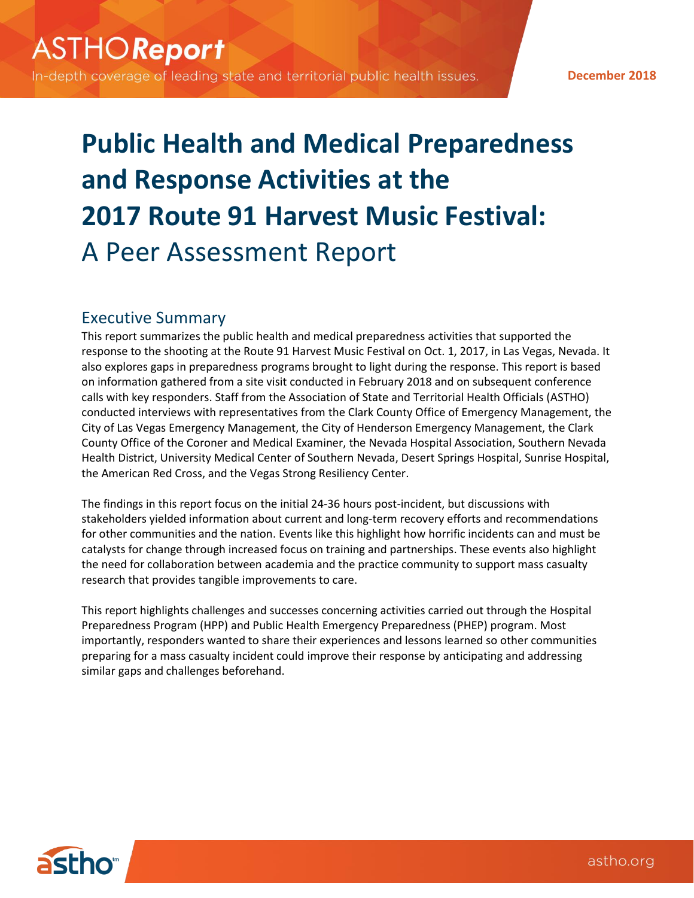# Public Health and Medical Preparedness and Response Activities at the 2017 Route 91 Harvest Music Festival: A Peer Assessment Report

ASTHO*Report*

In-depth coverage of leading state and territorial public health issues.

**December 2018**

## Executive Summary

This report summarizes the public health and medical preparedness activities that supported the response to the shooting at the Route 91 Harvest Music Festival on Oct. 1, 2017, in Las Vegas, Nevada. It also explores gaps in preparedness programs brought to light during the response. This report is based on information gathered from a site visit conducted in February 2018 and on subsequent conference calls with key responders. Staff from the Association of State and Territorial Health Officials (ASTHO) conducted interviews with representatives from the Clark County Office of Emergency Management, the City of Las Vegas Emergency Management, the City of Henderson Emergency Management, the Clark County Office of the Coroner and Medical Examiner, the Nevada Hospital Association, Southern Nevada Health District, University Medical Center of Southern Nevada, Desert Springs Hospital, Sunrise Hospital, the American Red Cross, and the Vegas Strong Resiliency Center.

The findings in this report focus on the initial 24-36 hours post-incident, but discussions with stakeholders yielded information about current and long-term recovery efforts and recommendations for other communities and the nation. Events like this highlight how horrific incidents can and must be catalysts for change through increased focus on training and partnerships. These events also highlight the need for collaboration between academia and the practice community to support mass casualty research that provides tangible improvements to care.

This report highlights challenges and successes concerning activities carried out through the Hospital Preparedness Program (HPP) and Public Health Emergency Preparedness (PHEP) program. Most importantly, responders wanted to share their experiences and lessons learned so other communities preparing for a mass casualty incident could improve their response by anticipating and addressing similar gaps and challenges beforehand.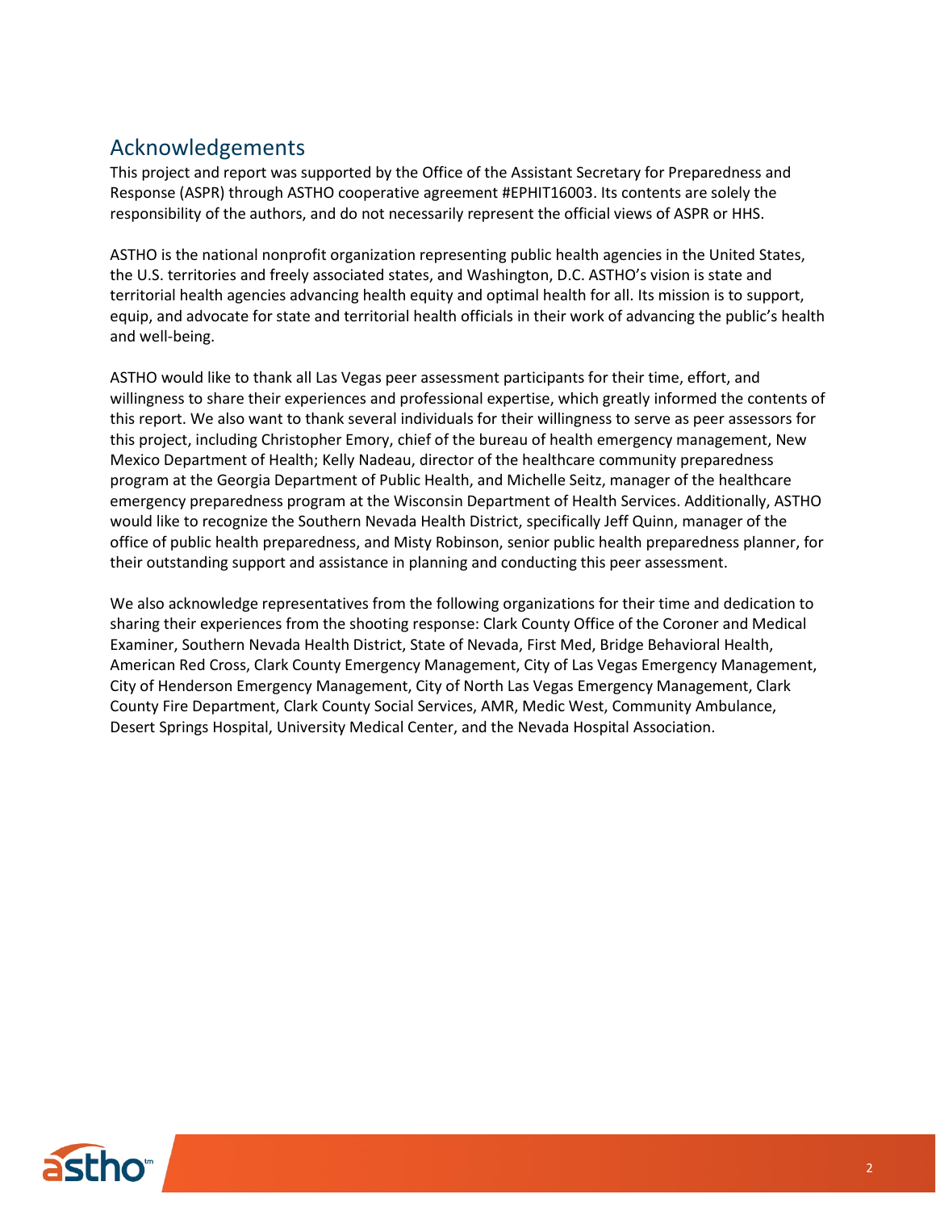## Acknowledgements

This project and report was supported by the Office of the Assistant Secretary for Preparedness and Response (ASPR) through ASTHO cooperative agreement #EPHIT16003. Its contents are solely the responsibility of the authors, and do not necessarily represent the official views of ASPR or HHS.

ASTHO is the national nonprofit organization representing public health agencies in the United States, the U.S. territories and freely associated states, and Washington, D.C. ASTHO's vision is state and territorial health agencies advancing health equity and optimal health for all. Its mission is to support, equip, and advocate for state and territorial health officials in their work of advancing the public's health and well-being.

ASTHO would like to thank all Las Vegas peer assessment participants for their time, effort, and willingness to share their experiences and professional expertise, which greatly informed the contents of this report. We also want to thank several individuals for their willingness to serve as peer assessors for this project, including Christopher Emory, chief of the bureau of health emergency management, New Mexico Department of Health; Kelly Nadeau, director of the healthcare community preparedness program at the Georgia Department of Public Health, and Michelle Seitz, manager of the healthcare emergency preparedness program at the Wisconsin Department of Health Services. Additionally, ASTHO would like to recognize the Southern Nevada Health District, specifically Jeff Quinn, manager of the office of public health preparedness, and Misty Robinson, senior public health preparedness planner, for their outstanding support and assistance in planning and conducting this peer assessment.

We also acknowledge representatives from the following organizations for their time and dedication to sharing their experiences from the shooting response: Clark County Office of the Coroner and Medical Examiner, Southern Nevada Health District, State of Nevada, First Med, Bridge Behavioral Health, American Red Cross, Clark County Emergency Management, City of Las Vegas Emergency Management, City of Henderson Emergency Management, City of North Las Vegas Emergency Management, Clark County Fire Department, Clark County Social Services, AMR, Medic West, Community Ambulance, Desert Springs Hospital, University Medical Center, and the Nevada Hospital Association.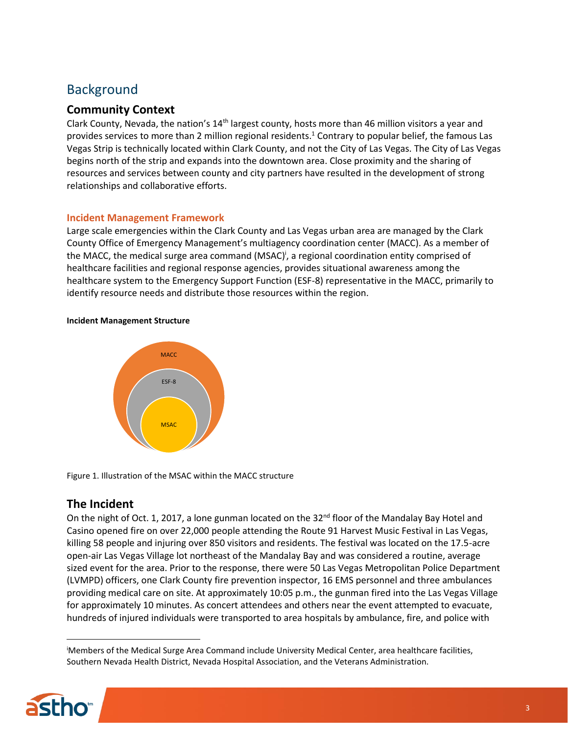# Background

## Community Context

Clark County, Nevada, the nation's 14th largest county, hosts more than 46 million visitors a year and provides services to more than 2 million regional residents.[1] Contrary to popular belief, the famous Las Vegas Strip is technically located within Clark County, and not the City of Las Vegas. The City of Las Vegas begins north of the strip and expands into the downtown area. Close proximity and the sharing of resources and services between county and city partners have resulted in the development of strong relationships and collaborative efforts.

### Incident Management Framework

Large scale emergencies within the Clark County and Las Vegas urban area are managed by the Clark County Office of Emergency Management's multiagency coordination center (MACC). As a member of the MACC, the medical surge area command (MSAC)[i], a regional coordination entity comprised of healthcare facilities and regional response agencies, provides situational awareness among the healthcare system to the Emergency Support Function (ESF-8) representative in the MACC, primarily to identify resource needs and distribute those resources within the region.

**Incident Management Structure**

MACC

ESF-8

MSAC

Figure 1. Illustration of the MSAC within the MACC structure

## The Incident

On the night of Oct. 1, 2017, a lone gunman located on the 32nd floor of the Mandalay Bay Hotel and Casino opened fire on over 22,000 people attending the Route 91 Harvest Music Festival in Las Vegas, killing 58 people and injuring over 850 visitors and residents. The festival was located on the 17.5-acre open-air Las Vegas Village lot northeast of the Mandalay Bay and was considered a routine, average sized event for the area. Prior to the response, there were 50 Las Vegas Metropolitan Police Department (LVMPD) officers, one Clark County fire prevention inspector, 16 EMS personnel and three ambulances providing medical care on site. At approximately 10:05 p.m., the gunman fired into the Las Vegas Village for approximately 10 minutes. As concert attendees and others near the event attempted to evacuate, hundreds of injured individuals were transported to area hospitals by ambulance, fire, and police with

[i]Members of the Medical Surge Area Command include University Medical Center, area healthcare facilities, Southern Nevada Health District, Nevada Hospital Association, and the Veterans Administration.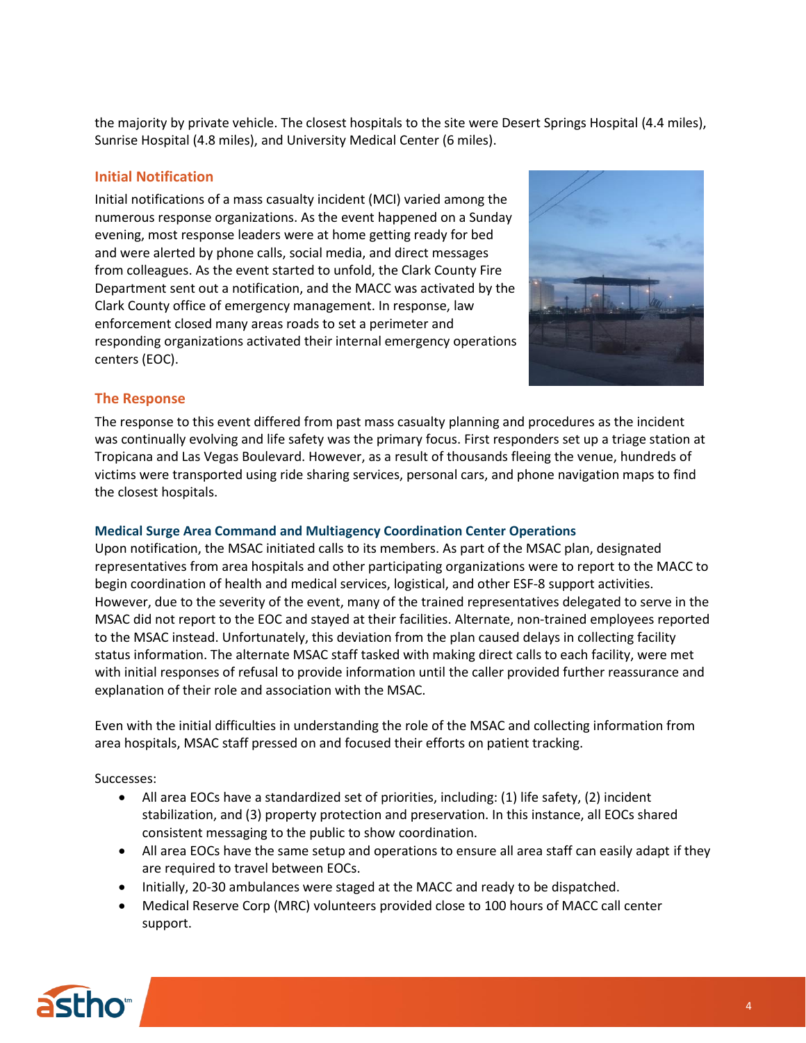the majority by private vehicle. The closest hospitals to the site were Desert Springs Hospital (4.4 miles), Sunrise Hospital (4.8 miles), and University Medical Center (6 miles).

### Initial Notification

Initial notifications of a mass casualty incident (MCI) varied among the numerous response organizations. As the event happened on a Sunday evening, most response leaders were at home getting ready for bed and were alerted by phone calls, social media, and direct messages from colleagues. As the event started to unfold, the Clark County Fire Department sent out a notification, and the MACC was activated by the Clark County office of emergency management. In response, law enforcement closed many areas roads to set a perimeter and responding organizations activated their internal emergency operations centers (EOC).

### The Response

The response to this event differed from past mass casualty planning and procedures as the incident was continually evolving and life safety was the primary focus. First responders set up a triage station at Tropicana and Las Vegas Boulevard. However, as a result of thousands fleeing the venue, hundreds of victims were transported using ride sharing services, personal cars, and phone navigation maps to find the closest hospitals.

#### Medical Surge Area Command and Multiagency Coordination Center Operations

Upon notification, the MSAC initiated calls to its members. As part of the MSAC plan, designated representatives from area hospitals and other participating organizations were to report to the MACC to begin coordination of health and medical services, logistical, and other ESF-8 support activities. However, due to the severity of the event, many of the trained representatives delegated to serve in the MSAC did not report to the EOC and stayed at their facilities. Alternate, non-trained employees reported to the MSAC instead. Unfortunately, this deviation from the plan caused delays in collecting facility status information. The alternate MSAC staff tasked with making direct calls to each facility, were met with initial responses of refusal to provide information until the caller provided further reassurance and explanation of their role and association with the MSAC.

Even with the initial difficulties in understanding the role of the MSAC and collecting information from area hospitals, MSAC staff pressed on and focused their efforts on patient tracking.

Successes:

- All area EOCs have a standardized set of priorities, including: (1) life safety, (2) incident stabilization, and (3) property protection and preservation. In this instance, all EOCs shared consistent messaging to the public to show coordination.
- All area EOCs have the same setup and operations to ensure all area staff can easily adapt if they are required to travel between EOCs.
- Initially, 20-30 ambulances were staged at the MACC and ready to be dispatched.
- Medical Reserve Corp (MRC) volunteers provided close to 100 hours of MACC call center support.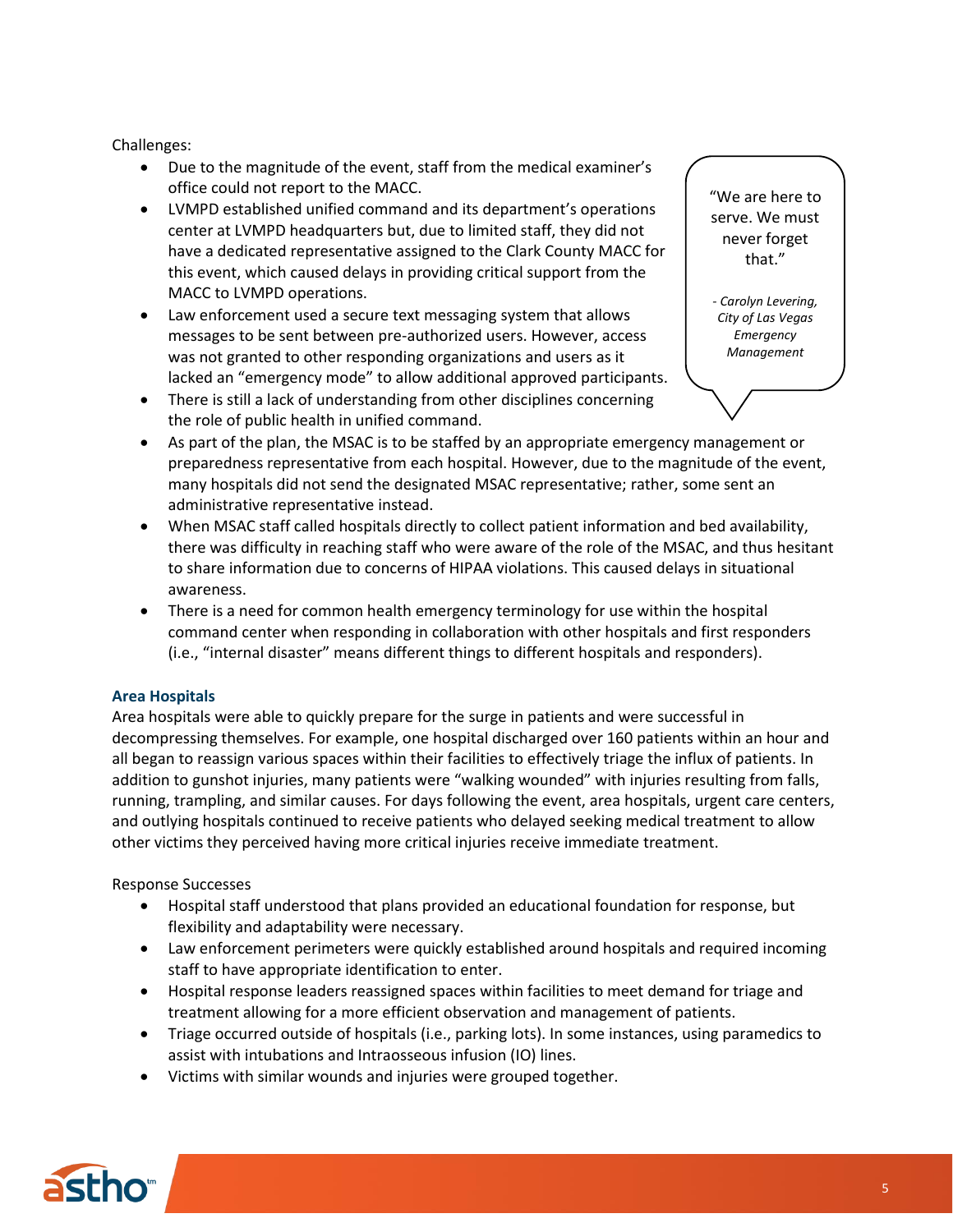Challenges:

- Due to the magnitude of the event, staff from the medical examiner's office could not report to the MACC.
- LVMPD established unified command and its department's operations center at LVMPD headquarters but, due to limited staff, they did not have a dedicated representative assigned to the Clark County MACC for this event, which caused delays in providing critical support from the MACC to LVMPD operations.
- Law enforcement used a secure text messaging system that allows messages to be sent between pre-authorized users. However, access was not granted to other responding organizations and users as it lacked an "emergency mode" to allow additional approved participants.
- There is still a lack of understanding from other disciplines concerning the role of public health in unified command.
- As part of the plan, the MSAC is to be staffed by an appropriate emergency management or preparedness representative from each hospital. However, due to the magnitude of the event, many hospitals did not send the designated MSAC representative; rather, some sent an administrative representative instead.
- When MSAC staff called hospitals directly to collect patient information and bed availability, there was difficulty in reaching staff who were aware of the role of the MSAC, and thus hesitant to share information due to concerns of HIPAA violations. This caused delays in situational awareness.
- There is a need for common health emergency terminology for use within the hospital command center when responding in collaboration with other hospitals and first responders (i.e., "internal disaster" means different things to different hospitals and responders).

> "We are here to serve. We must never forget that."
>
> *- Carolyn Levering, City of Las Vegas Emergency Management*

### Area Hospitals

Area hospitals were able to quickly prepare for the surge in patients and were successful in decompressing themselves. For example, one hospital discharged over 160 patients within an hour and all began to reassign various spaces within their facilities to effectively triage the influx of patients. In addition to gunshot injuries, many patients were "walking wounded" with injuries resulting from falls, running, trampling, and similar causes. For days following the event, area hospitals, urgent care centers, and outlying hospitals continued to receive patients who delayed seeking medical treatment to allow other victims they perceived having more critical injuries receive immediate treatment.

Response Successes

- Hospital staff understood that plans provided an educational foundation for response, but flexibility and adaptability were necessary.
- Law enforcement perimeters were quickly established around hospitals and required incoming staff to have appropriate identification to enter.
- Hospital response leaders reassigned spaces within facilities to meet demand for triage and treatment allowing for a more efficient observation and management of patients.
- Triage occurred outside of hospitals (i.e., parking lots). In some instances, using paramedics to assist with intubations and Intraosseous infusion (IO) lines.
- Victims with similar wounds and injuries were grouped together.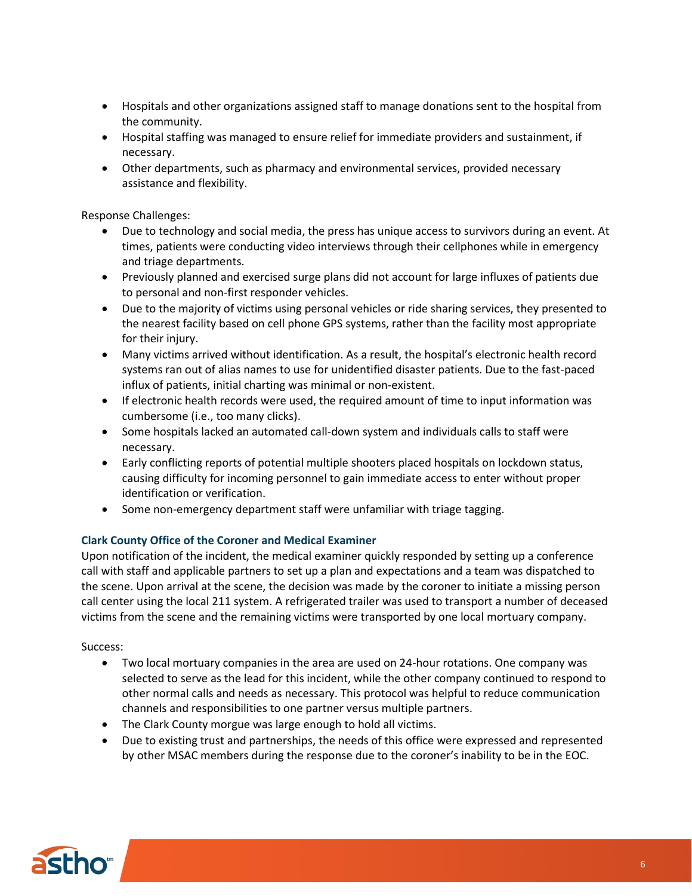- Hospitals and other organizations assigned staff to manage donations sent to the hospital from the community.
- Hospital staffing was managed to ensure relief for immediate providers and sustainment, if necessary.
- Other departments, such as pharmacy and environmental services, provided necessary assistance and flexibility.

Response Challenges:

- Due to technology and social media, the press has unique access to survivors during an event. At times, patients were conducting video interviews through their cellphones while in emergency and triage departments.
- Previously planned and exercised surge plans did not account for large influxes of patients due to personal and non-first responder vehicles.
- Due to the majority of victims using personal vehicles or ride sharing services, they presented to the nearest facility based on cell phone GPS systems, rather than the facility most appropriate for their injury.
- Many victims arrived without identification. As a result, the hospital's electronic health record systems ran out of alias names to use for unidentified disaster patients. Due to the fast-paced influx of patients, initial charting was minimal or non-existent.
- If electronic health records were used, the required amount of time to input information was cumbersome (i.e., too many clicks).
- Some hospitals lacked an automated call-down system and individuals calls to staff were necessary.
- Early conflicting reports of potential multiple shooters placed hospitals on lockdown status, causing difficulty for incoming personnel to gain immediate access to enter without proper identification or verification.
- Some non-emergency department staff were unfamiliar with triage tagging.

### Clark County Office of the Coroner and Medical Examiner

Upon notification of the incident, the medical examiner quickly responded by setting up a conference call with staff and applicable partners to set up a plan and expectations and a team was dispatched to the scene. Upon arrival at the scene, the decision was made by the coroner to initiate a missing person call center using the local 211 system. A refrigerated trailer was used to transport a number of deceased victims from the scene and the remaining victims were transported by one local mortuary company.

Success:

- Two local mortuary companies in the area are used on 24-hour rotations. One company was selected to serve as the lead for this incident, while the other company continued to respond to other normal calls and needs as necessary. This protocol was helpful to reduce communication channels and responsibilities to one partner versus multiple partners.
- The Clark County morgue was large enough to hold all victims.
- Due to existing trust and partnerships, the needs of this office were expressed and represented by other MSAC members during the response due to the coroner's inability to be in the EOC.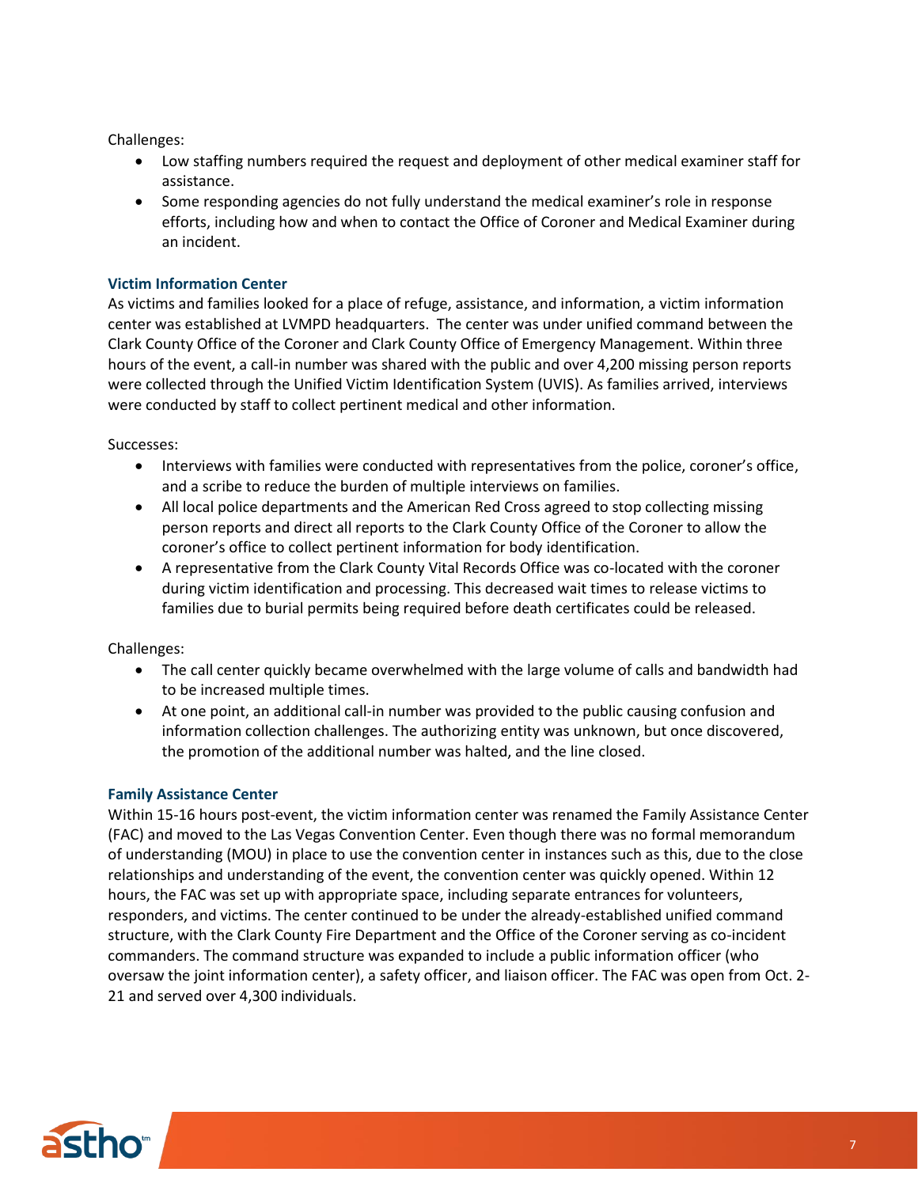Challenges:

- Low staffing numbers required the request and deployment of other medical examiner staff for assistance.
- Some responding agencies do not fully understand the medical examiner's role in response efforts, including how and when to contact the Office of Coroner and Medical Examiner during an incident.

### Victim Information Center

As victims and families looked for a place of refuge, assistance, and information, a victim information center was established at LVMPD headquarters. The center was under unified command between the Clark County Office of the Coroner and Clark County Office of Emergency Management. Within three hours of the event, a call-in number was shared with the public and over 4,200 missing person reports were collected through the Unified Victim Identification System (UVIS). As families arrived, interviews were conducted by staff to collect pertinent medical and other information.

Successes:

- Interviews with families were conducted with representatives from the police, coroner's office, and a scribe to reduce the burden of multiple interviews on families.
- All local police departments and the American Red Cross agreed to stop collecting missing person reports and direct all reports to the Clark County Office of the Coroner to allow the coroner's office to collect pertinent information for body identification.
- A representative from the Clark County Vital Records Office was co-located with the coroner during victim identification and processing. This decreased wait times to release victims to families due to burial permits being required before death certificates could be released.

Challenges:

- The call center quickly became overwhelmed with the large volume of calls and bandwidth had to be increased multiple times.
- At one point, an additional call-in number was provided to the public causing confusion and information collection challenges. The authorizing entity was unknown, but once discovered, the promotion of the additional number was halted, and the line closed.

### Family Assistance Center

Within 15-16 hours post-event, the victim information center was renamed the Family Assistance Center (FAC) and moved to the Las Vegas Convention Center. Even though there was no formal memorandum of understanding (MOU) in place to use the convention center in instances such as this, due to the close relationships and understanding of the event, the convention center was quickly opened. Within 12 hours, the FAC was set up with appropriate space, including separate entrances for volunteers, responders, and victims. The center continued to be under the already-established unified command structure, with the Clark County Fire Department and the Office of the Coroner serving as co-incident commanders. The command structure was expanded to include a public information officer (who oversaw the joint information center), a safety officer, and liaison officer. The FAC was open from Oct. 2-21 and served over 4,300 individuals.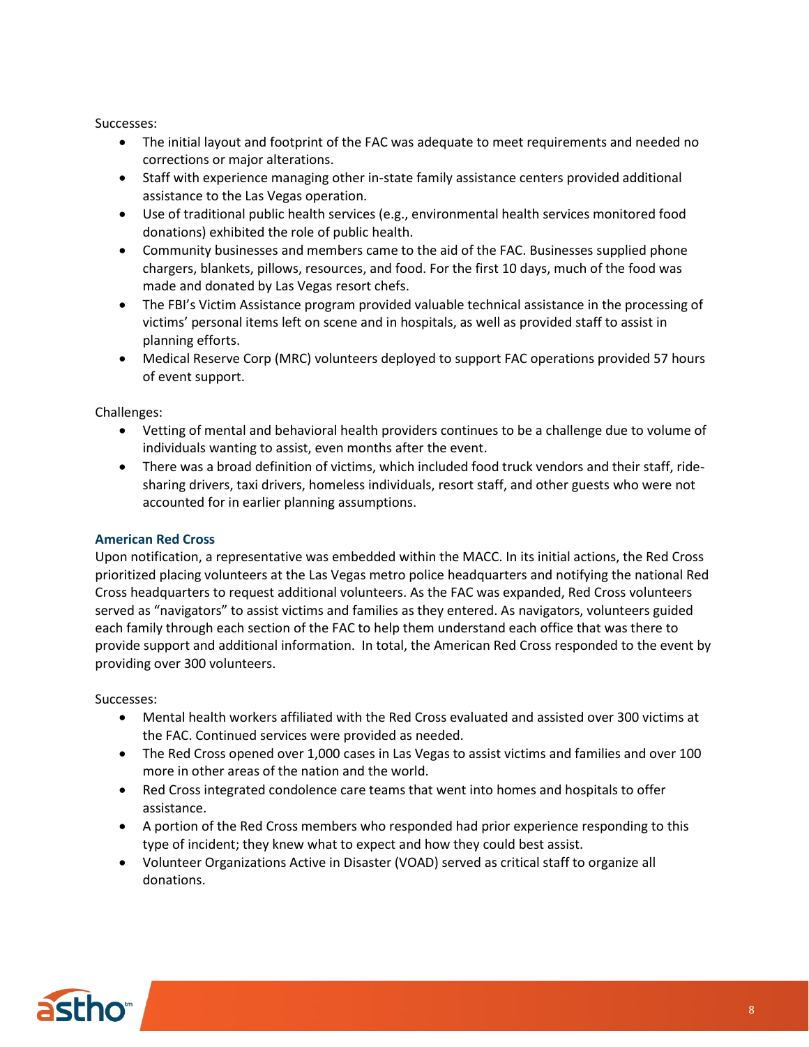Successes:

- The initial layout and footprint of the FAC was adequate to meet requirements and needed no corrections or major alterations.
- Staff with experience managing other in-state family assistance centers provided additional assistance to the Las Vegas operation.
- Use of traditional public health services (e.g., environmental health services monitored food donations) exhibited the role of public health.
- Community businesses and members came to the aid of the FAC. Businesses supplied phone chargers, blankets, pillows, resources, and food. For the first 10 days, much of the food was made and donated by Las Vegas resort chefs.
- The FBI's Victim Assistance program provided valuable technical assistance in the processing of victims' personal items left on scene and in hospitals, as well as provided staff to assist in planning efforts.
- Medical Reserve Corp (MRC) volunteers deployed to support FAC operations provided 57 hours of event support.

Challenges:

- Vetting of mental and behavioral health providers continues to be a challenge due to volume of individuals wanting to assist, even months after the event.
- There was a broad definition of victims, which included food truck vendors and their staff, ride-sharing drivers, taxi drivers, homeless individuals, resort staff, and other guests who were not accounted for in earlier planning assumptions.

### American Red Cross

Upon notification, a representative was embedded within the MACC. In its initial actions, the Red Cross prioritized placing volunteers at the Las Vegas metro police headquarters and notifying the national Red Cross headquarters to request additional volunteers. As the FAC was expanded, Red Cross volunteers served as "navigators" to assist victims and families as they entered. As navigators, volunteers guided each family through each section of the FAC to help them understand each office that was there to provide support and additional information. In total, the American Red Cross responded to the event by providing over 300 volunteers.

Successes:

- Mental health workers affiliated with the Red Cross evaluated and assisted over 300 victims at the FAC. Continued services were provided as needed.
- The Red Cross opened over 1,000 cases in Las Vegas to assist victims and families and over 100 more in other areas of the nation and the world.
- Red Cross integrated condolence care teams that went into homes and hospitals to offer assistance.
- A portion of the Red Cross members who responded had prior experience responding to this type of incident; they knew what to expect and how they could best assist.
- Volunteer Organizations Active in Disaster (VOAD) served as critical staff to organize all donations.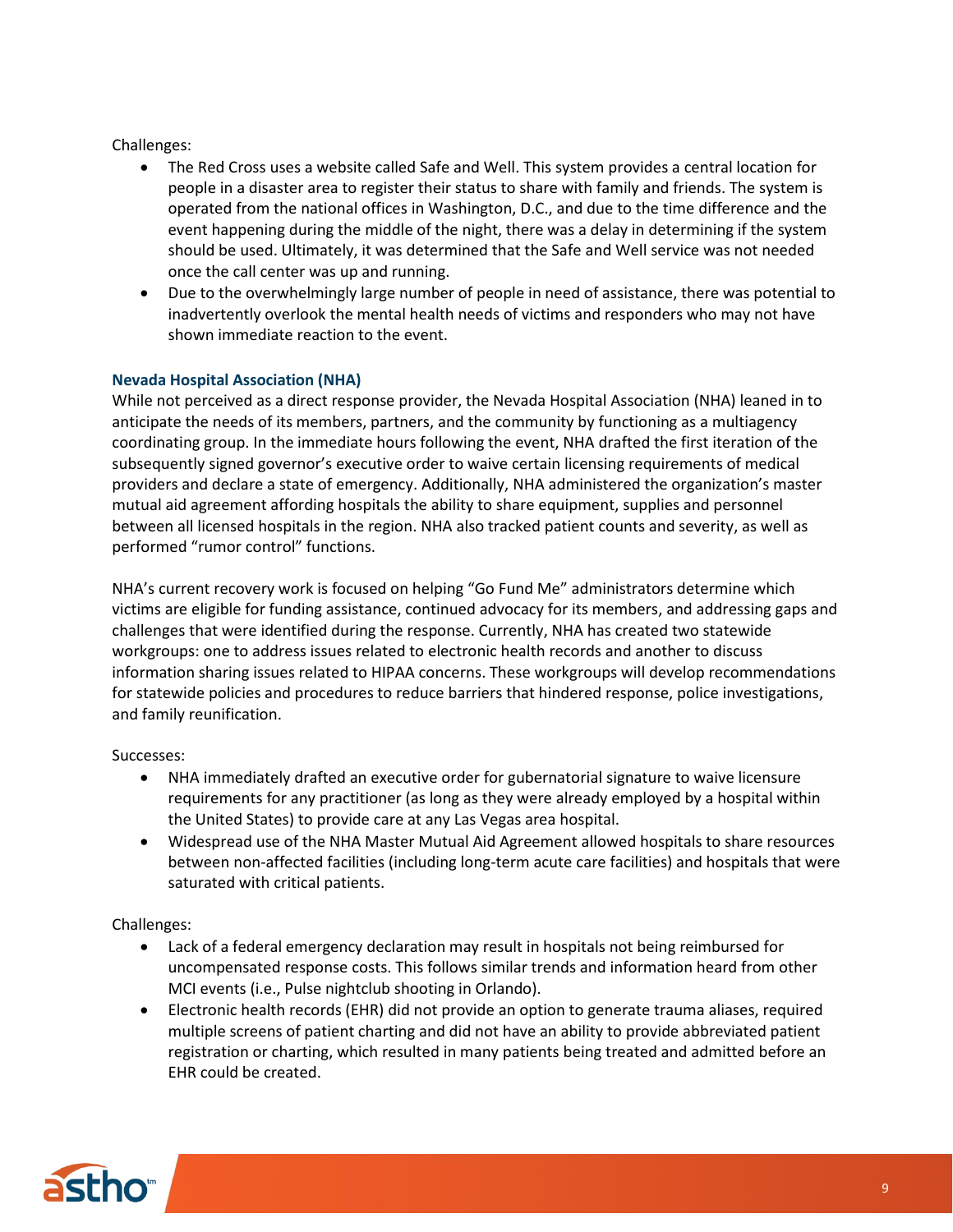Challenges:

- The Red Cross uses a website called Safe and Well. This system provides a central location for people in a disaster area to register their status to share with family and friends. The system is operated from the national offices in Washington, D.C., and due to the time difference and the event happening during the middle of the night, there was a delay in determining if the system should be used. Ultimately, it was determined that the Safe and Well service was not needed once the call center was up and running.
- Due to the overwhelmingly large number of people in need of assistance, there was potential to inadvertently overlook the mental health needs of victims and responders who may not have shown immediate reaction to the event.

### Nevada Hospital Association (NHA)

While not perceived as a direct response provider, the Nevada Hospital Association (NHA) leaned in to anticipate the needs of its members, partners, and the community by functioning as a multiagency coordinating group. In the immediate hours following the event, NHA drafted the first iteration of the subsequently signed governor's executive order to waive certain licensing requirements of medical providers and declare a state of emergency. Additionally, NHA administered the organization's master mutual aid agreement affording hospitals the ability to share equipment, supplies and personnel between all licensed hospitals in the region. NHA also tracked patient counts and severity, as well as performed "rumor control" functions.

NHA's current recovery work is focused on helping "Go Fund Me" administrators determine which victims are eligible for funding assistance, continued advocacy for its members, and addressing gaps and challenges that were identified during the response. Currently, NHA has created two statewide workgroups: one to address issues related to electronic health records and another to discuss information sharing issues related to HIPAA concerns. These workgroups will develop recommendations for statewide policies and procedures to reduce barriers that hindered response, police investigations, and family reunification.

Successes:

- NHA immediately drafted an executive order for gubernatorial signature to waive licensure requirements for any practitioner (as long as they were already employed by a hospital within the United States) to provide care at any Las Vegas area hospital.
- Widespread use of the NHA Master Mutual Aid Agreement allowed hospitals to share resources between non-affected facilities (including long-term acute care facilities) and hospitals that were saturated with critical patients.

Challenges:

- Lack of a federal emergency declaration may result in hospitals not being reimbursed for uncompensated response costs. This follows similar trends and information heard from other MCI events (i.e., Pulse nightclub shooting in Orlando).
- Electronic health records (EHR) did not provide an option to generate trauma aliases, required multiple screens of patient charting and did not have an ability to provide abbreviated patient registration or charting, which resulted in many patients being treated and admitted before an EHR could be created.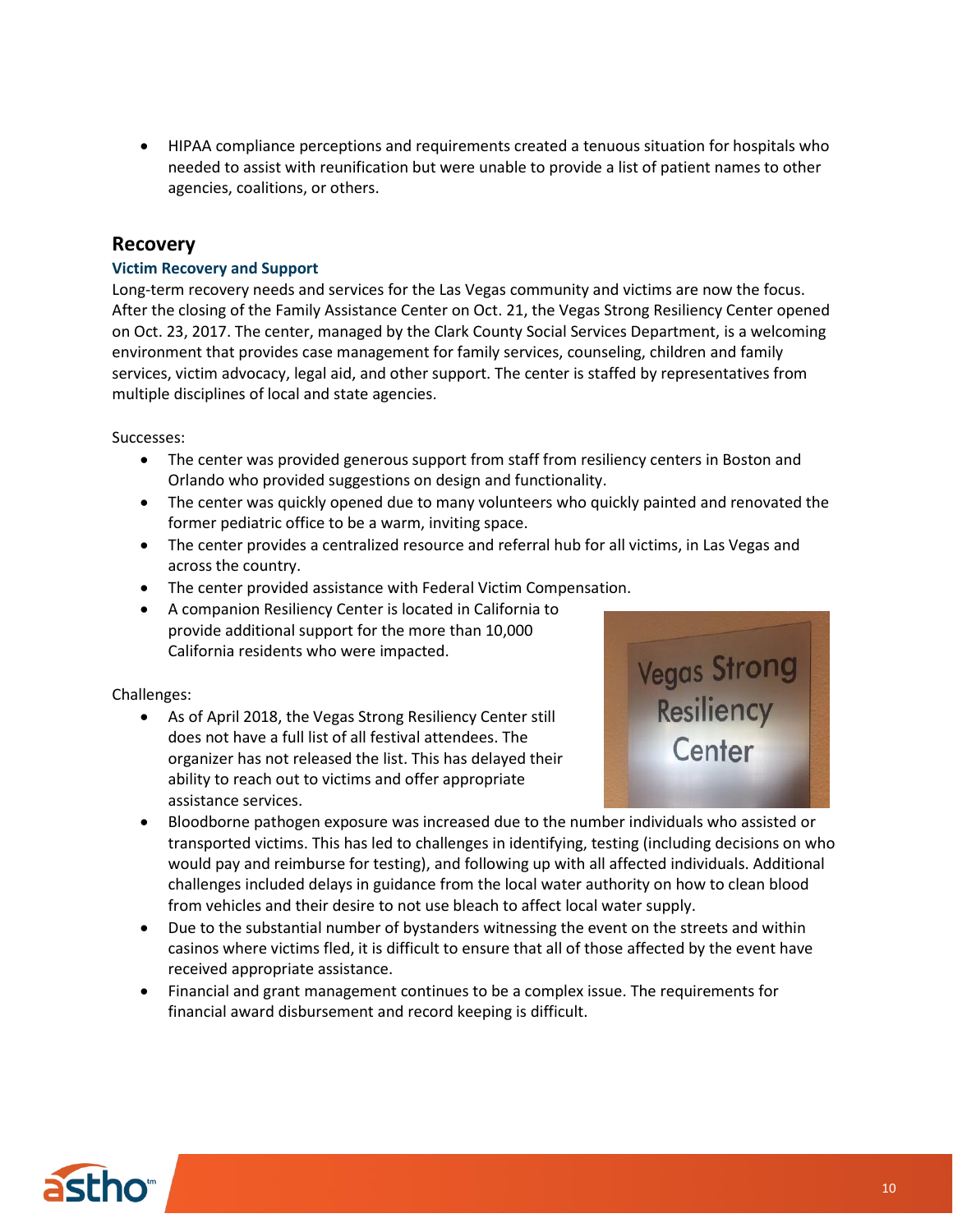- HIPAA compliance perceptions and requirements created a tenuous situation for hospitals who needed to assist with reunification but were unable to provide a list of patient names to other agencies, coalitions, or others.

## Recovery

### Victim Recovery and Support

Long-term recovery needs and services for the Las Vegas community and victims are now the focus. After the closing of the Family Assistance Center on Oct. 21, the Vegas Strong Resiliency Center opened on Oct. 23, 2017. The center, managed by the Clark County Social Services Department, is a welcoming environment that provides case management for family services, counseling, children and family services, victim advocacy, legal aid, and other support. The center is staffed by representatives from multiple disciplines of local and state agencies.

Successes:

- The center was provided generous support from staff from resiliency centers in Boston and Orlando who provided suggestions on design and functionality.
- The center was quickly opened due to many volunteers who quickly painted and renovated the former pediatric office to be a warm, inviting space.
- The center provides a centralized resource and referral hub for all victims, in Las Vegas and across the country.
- The center provided assistance with Federal Victim Compensation.
- A companion Resiliency Center is located in California to provide additional support for the more than 10,000 California residents who were impacted.

Challenges:

- As of April 2018, the Vegas Strong Resiliency Center still does not have a full list of all festival attendees. The organizer has not released the list. This has delayed their ability to reach out to victims and offer appropriate assistance services.
- Bloodborne pathogen exposure was increased due to the number individuals who assisted or transported victims. This has led to challenges in identifying, testing (including decisions on who would pay and reimburse for testing), and following up with all affected individuals. Additional challenges included delays in guidance from the local water authority on how to clean blood from vehicles and their desire to not use bleach to affect local water supply.
- Due to the substantial number of bystanders witnessing the event on the streets and within casinos where victims fled, it is difficult to ensure that all of those affected by the event have received appropriate assistance.
- Financial and grant management continues to be a complex issue. The requirements for financial award disbursement and record keeping is difficult.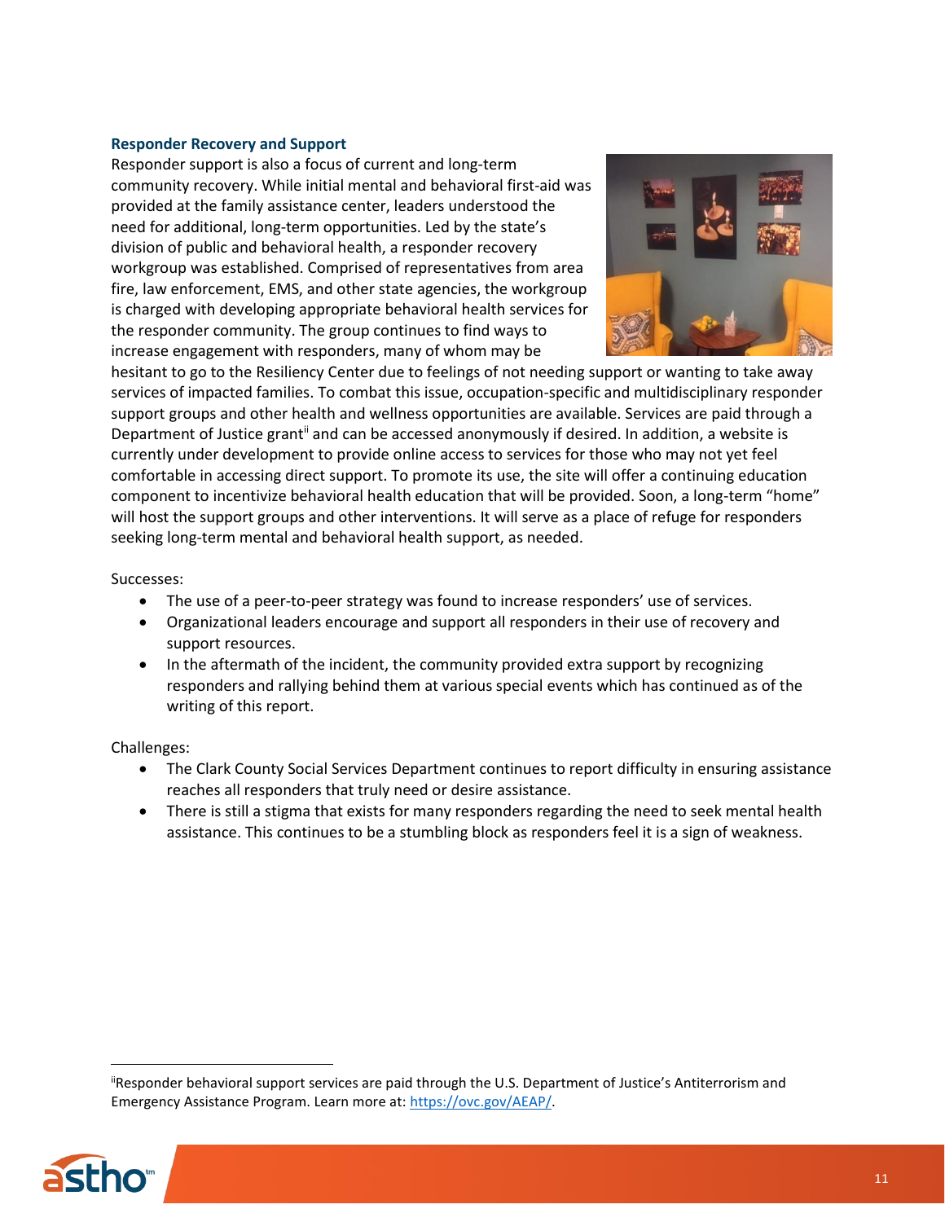### Responder Recovery and Support

Responder support is also a focus of current and long-term community recovery. While initial mental and behavioral first-aid was provided at the family assistance center, leaders understood the need for additional, long-term opportunities. Led by the state's division of public and behavioral health, a responder recovery workgroup was established. Comprised of representatives from area fire, law enforcement, EMS, and other state agencies, the workgroup is charged with developing appropriate behavioral health services for the responder community. The group continues to find ways to increase engagement with responders, many of whom may be hesitant to go to the Resiliency Center due to feelings of not needing support or wanting to take away services of impacted families. To combat this issue, occupation-specific and multidisciplinary responder support groups and other health and wellness opportunities are available. Services are paid through a Department of Justice grant[ii] and can be accessed anonymously if desired. In addition, a website is currently under development to provide online access to services for those who may not yet feel comfortable in accessing direct support. To promote its use, the site will offer a continuing education component to incentivize behavioral health education that will be provided. Soon, a long-term "home" will host the support groups and other interventions. It will serve as a place of refuge for responders seeking long-term mental and behavioral health support, as needed.

Successes:

- The use of a peer-to-peer strategy was found to increase responders' use of services.
- Organizational leaders encourage and support all responders in their use of recovery and support resources.
- In the aftermath of the incident, the community provided extra support by recognizing responders and rallying behind them at various special events which has continued as of the writing of this report.

Challenges:

- The Clark County Social Services Department continues to report difficulty in ensuring assistance reaches all responders that truly need or desire assistance.
- There is still a stigma that exists for many responders regarding the need to seek mental health assistance. This continues to be a stumbling block as responders feel it is a sign of weakness.

---

[ii] Responder behavioral support services are paid through the U.S. Department of Justice's Antiterrorism and Emergency Assistance Program. Learn more at: https://ovc.gov/AEAP/.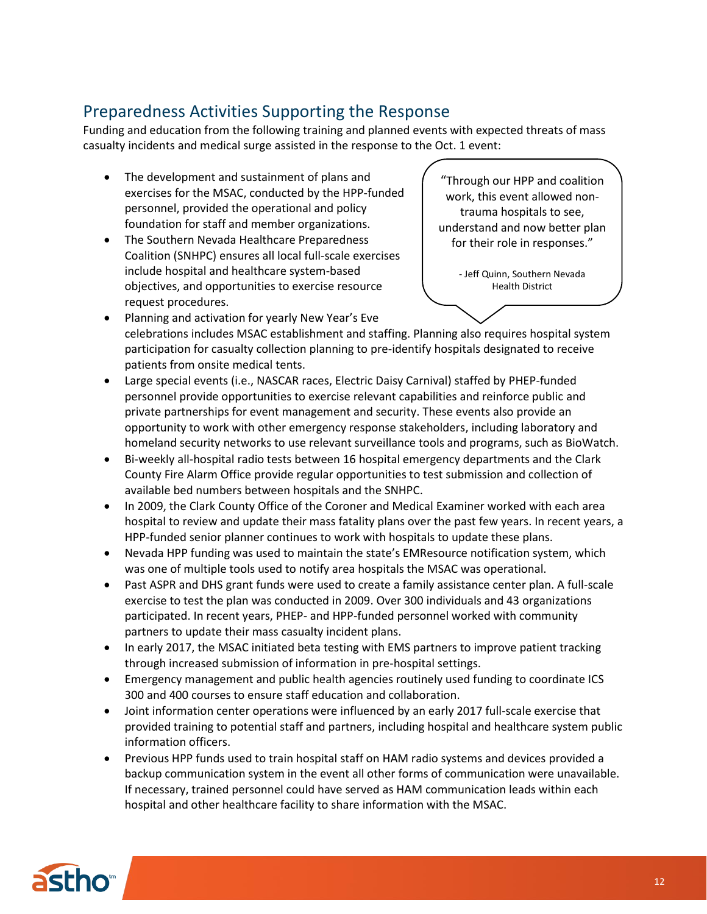## Preparedness Activities Supporting the Response

Funding and education from the following training and planned events with expected threats of mass casualty incidents and medical surge assisted in the response to the Oct. 1 event:

> "Through our HPP and coalition work, this event allowed non-trauma hospitals to see, understand and now better plan for their role in responses."
>
> - Jeff Quinn, Southern Nevada Health District

- The development and sustainment of plans and exercises for the MSAC, conducted by the HPP-funded personnel, provided the operational and policy foundation for staff and member organizations.
- The Southern Nevada Healthcare Preparedness Coalition (SNHPC) ensures all local full-scale exercises include hospital and healthcare system-based objectives, and opportunities to exercise resource request procedures.
- Planning and activation for yearly New Year's Eve celebrations includes MSAC establishment and staffing. Planning also requires hospital system participation for casualty collection planning to pre-identify hospitals designated to receive patients from onsite medical tents.
- Large special events (i.e., NASCAR races, Electric Daisy Carnival) staffed by PHEP-funded personnel provide opportunities to exercise relevant capabilities and reinforce public and private partnerships for event management and security. These events also provide an opportunity to work with other emergency response stakeholders, including laboratory and homeland security networks to use relevant surveillance tools and programs, such as BioWatch.
- Bi-weekly all-hospital radio tests between 16 hospital emergency departments and the Clark County Fire Alarm Office provide regular opportunities to test submission and collection of available bed numbers between hospitals and the SNHPC.
- In 2009, the Clark County Office of the Coroner and Medical Examiner worked with each area hospital to review and update their mass fatality plans over the past few years. In recent years, a HPP-funded senior planner continues to work with hospitals to update these plans.
- Nevada HPP funding was used to maintain the state's EMResource notification system, which was one of multiple tools used to notify area hospitals the MSAC was operational.
- Past ASPR and DHS grant funds were used to create a family assistance center plan. A full-scale exercise to test the plan was conducted in 2009. Over 300 individuals and 43 organizations participated. In recent years, PHEP- and HPP-funded personnel worked with community partners to update their mass casualty incident plans.
- In early 2017, the MSAC initiated beta testing with EMS partners to improve patient tracking through increased submission of information in pre-hospital settings.
- Emergency management and public health agencies routinely used funding to coordinate ICS 300 and 400 courses to ensure staff education and collaboration.
- Joint information center operations were influenced by an early 2017 full-scale exercise that provided training to potential staff and partners, including hospital and healthcare system public information officers.
- Previous HPP funds used to train hospital staff on HAM radio systems and devices provided a backup communication system in the event all other forms of communication were unavailable. If necessary, trained personnel could have served as HAM communication leads within each hospital and other healthcare facility to share information with the MSAC.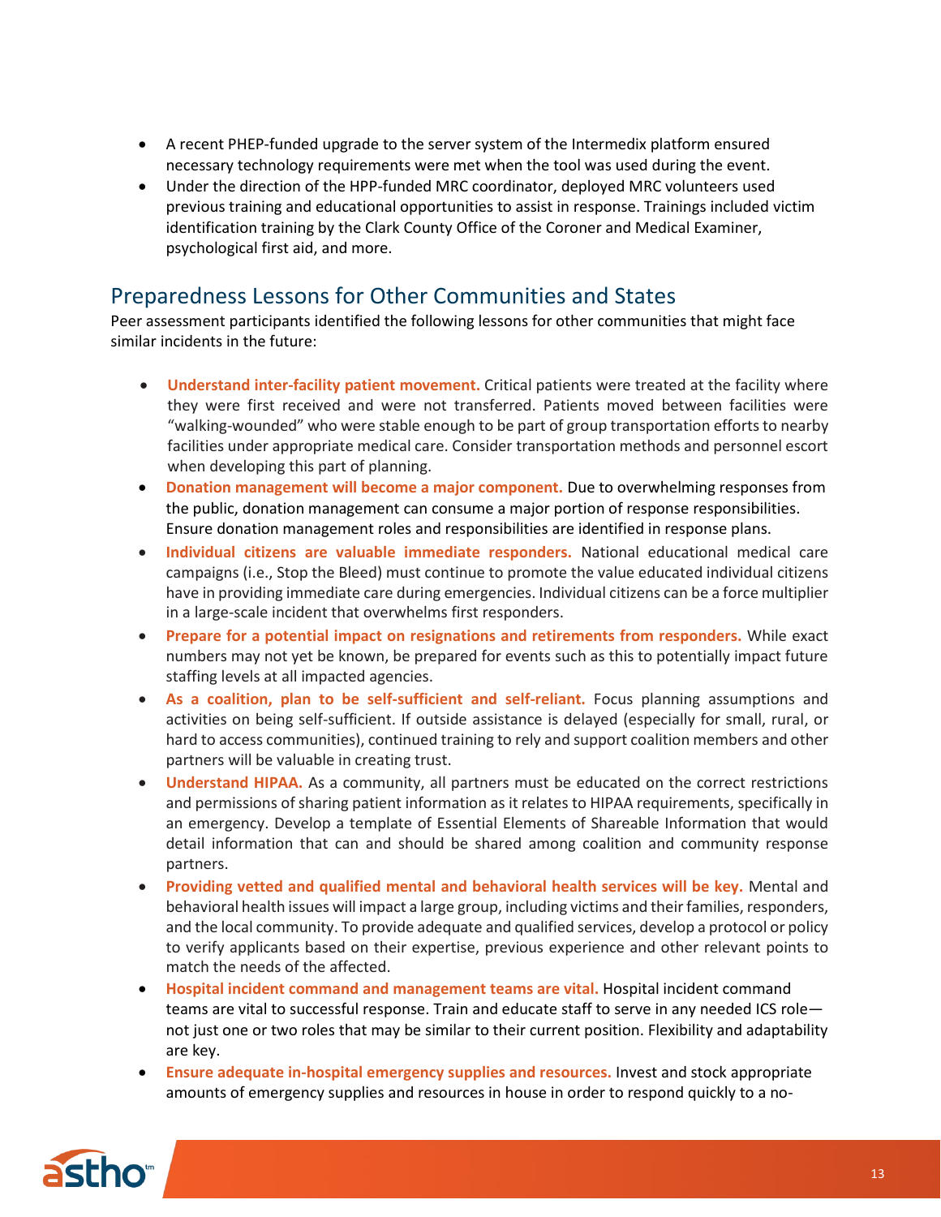- A recent PHEP-funded upgrade to the server system of the Intermedix platform ensured necessary technology requirements were met when the tool was used during the event.
- Under the direction of the HPP-funded MRC coordinator, deployed MRC volunteers used previous training and educational opportunities to assist in response. Trainings included victim identification training by the Clark County Office of the Coroner and Medical Examiner, psychological first aid, and more.

## Preparedness Lessons for Other Communities and States

Peer assessment participants identified the following lessons for other communities that might face similar incidents in the future:

- **Understand inter-facility patient movement.** Critical patients were treated at the facility where they were first received and were not transferred. Patients moved between facilities were "walking-wounded" who were stable enough to be part of group transportation efforts to nearby facilities under appropriate medical care. Consider transportation methods and personnel escort when developing this part of planning.
- **Donation management will become a major component.** Due to overwhelming responses from the public, donation management can consume a major portion of response responsibilities. Ensure donation management roles and responsibilities are identified in response plans.
- **Individual citizens are valuable immediate responders.** National educational medical care campaigns (i.e., Stop the Bleed) must continue to promote the value educated individual citizens have in providing immediate care during emergencies. Individual citizens can be a force multiplier in a large-scale incident that overwhelms first responders.
- **Prepare for a potential impact on resignations and retirements from responders.** While exact numbers may not yet be known, be prepared for events such as this to potentially impact future staffing levels at all impacted agencies.
- **As a coalition, plan to be self-sufficient and self-reliant.** Focus planning assumptions and activities on being self-sufficient. If outside assistance is delayed (especially for small, rural, or hard to access communities), continued training to rely and support coalition members and other partners will be valuable in creating trust.
- **Understand HIPAA.** As a community, all partners must be educated on the correct restrictions and permissions of sharing patient information as it relates to HIPAA requirements, specifically in an emergency. Develop a template of Essential Elements of Shareable Information that would detail information that can and should be shared among coalition and community response partners.
- **Providing vetted and qualified mental and behavioral health services will be key.** Mental and behavioral health issues will impact a large group, including victims and their families, responders, and the local community. To provide adequate and qualified services, develop a protocol or policy to verify applicants based on their expertise, previous experience and other relevant points to match the needs of the affected.
- **Hospital incident command and management teams are vital.** Hospital incident command teams are vital to successful response. Train and educate staff to serve in any needed ICS role—not just one or two roles that may be similar to their current position. Flexibility and adaptability are key.
- **Ensure adequate in-hospital emergency supplies and resources.** Invest and stock appropriate amounts of emergency supplies and resources in house in order to respond quickly to a no-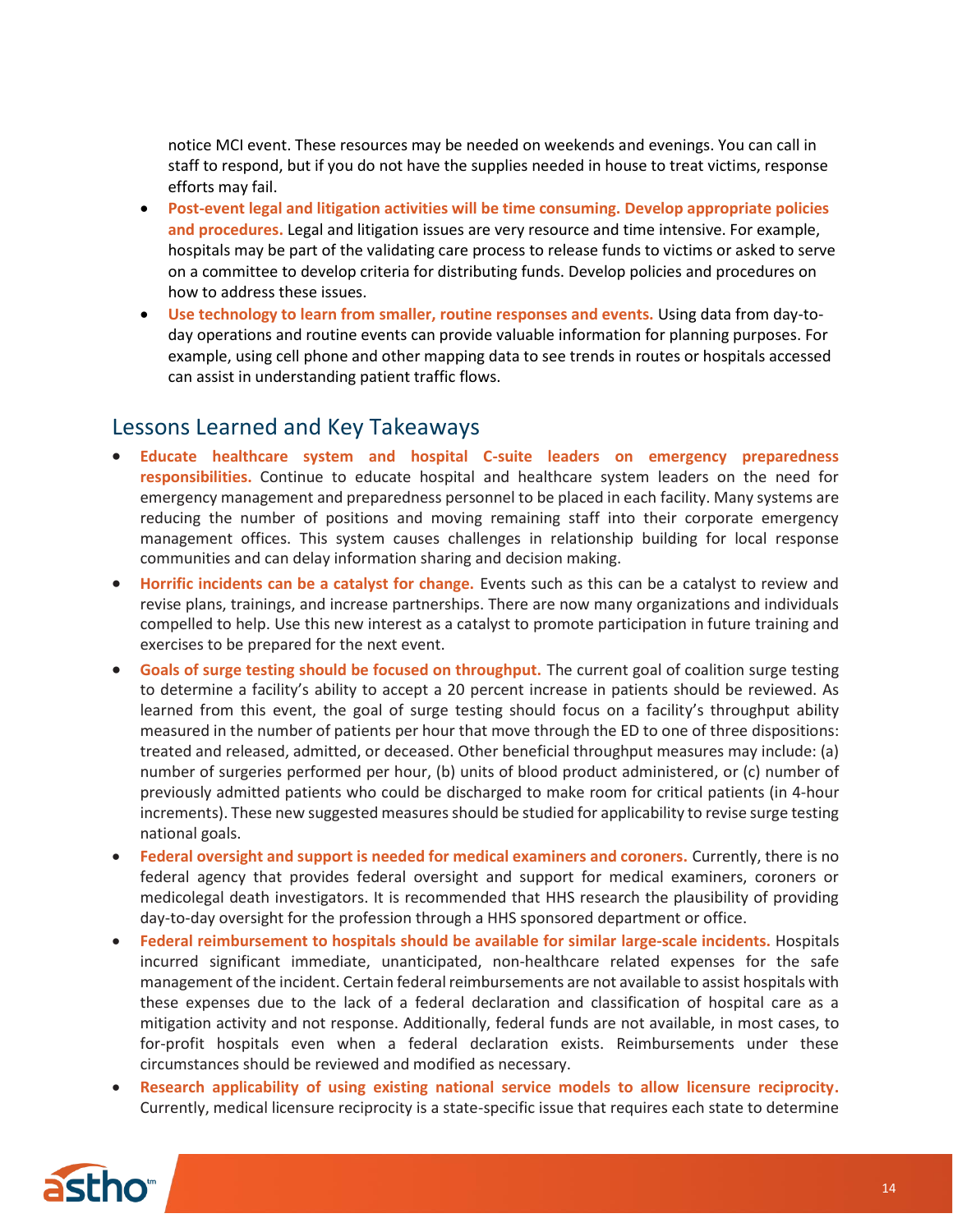notice MCI event. These resources may be needed on weekends and evenings. You can call in staff to respond, but if you do not have the supplies needed in house to treat victims, response efforts may fail.

- **Post-event legal and litigation activities will be time consuming. Develop appropriate policies and procedures.** Legal and litigation issues are very resource and time intensive. For example, hospitals may be part of the validating care process to release funds to victims or asked to serve on a committee to develop criteria for distributing funds. Develop policies and procedures on how to address these issues.
- **Use technology to learn from smaller, routine responses and events.** Using data from day-to-day operations and routine events can provide valuable information for planning purposes. For example, using cell phone and other mapping data to see trends in routes or hospitals accessed can assist in understanding patient traffic flows.

## Lessons Learned and Key Takeaways

- **Educate healthcare system and hospital C-suite leaders on emergency preparedness responsibilities.** Continue to educate hospital and healthcare system leaders on the need for emergency management and preparedness personnel to be placed in each facility. Many systems are reducing the number of positions and moving remaining staff into their corporate emergency management offices. This system causes challenges in relationship building for local response communities and can delay information sharing and decision making.
- **Horrific incidents can be a catalyst for change.** Events such as this can be a catalyst to review and revise plans, trainings, and increase partnerships. There are now many organizations and individuals compelled to help. Use this new interest as a catalyst to promote participation in future training and exercises to be prepared for the next event.
- **Goals of surge testing should be focused on throughput.** The current goal of coalition surge testing to determine a facility's ability to accept a 20 percent increase in patients should be reviewed. As learned from this event, the goal of surge testing should focus on a facility's throughput ability measured in the number of patients per hour that move through the ED to one of three dispositions: treated and released, admitted, or deceased. Other beneficial throughput measures may include: (a) number of surgeries performed per hour, (b) units of blood product administered, or (c) number of previously admitted patients who could be discharged to make room for critical patients (in 4-hour increments). These new suggested measures should be studied for applicability to revise surge testing national goals.
- **Federal oversight and support is needed for medical examiners and coroners.** Currently, there is no federal agency that provides federal oversight and support for medical examiners, coroners or medicolegal death investigators. It is recommended that HHS research the plausibility of providing day-to-day oversight for the profession through a HHS sponsored department or office.
- **Federal reimbursement to hospitals should be available for similar large-scale incidents.** Hospitals incurred significant immediate, unanticipated, non-healthcare related expenses for the safe management of the incident. Certain federal reimbursements are not available to assist hospitals with these expenses due to the lack of a federal declaration and classification of hospital care as a mitigation activity and not response. Additionally, federal funds are not available, in most cases, to for-profit hospitals even when a federal declaration exists. Reimbursements under these circumstances should be reviewed and modified as necessary.
- **Research applicability of using existing national service models to allow licensure reciprocity.** Currently, medical licensure reciprocity is a state-specific issue that requires each state to determine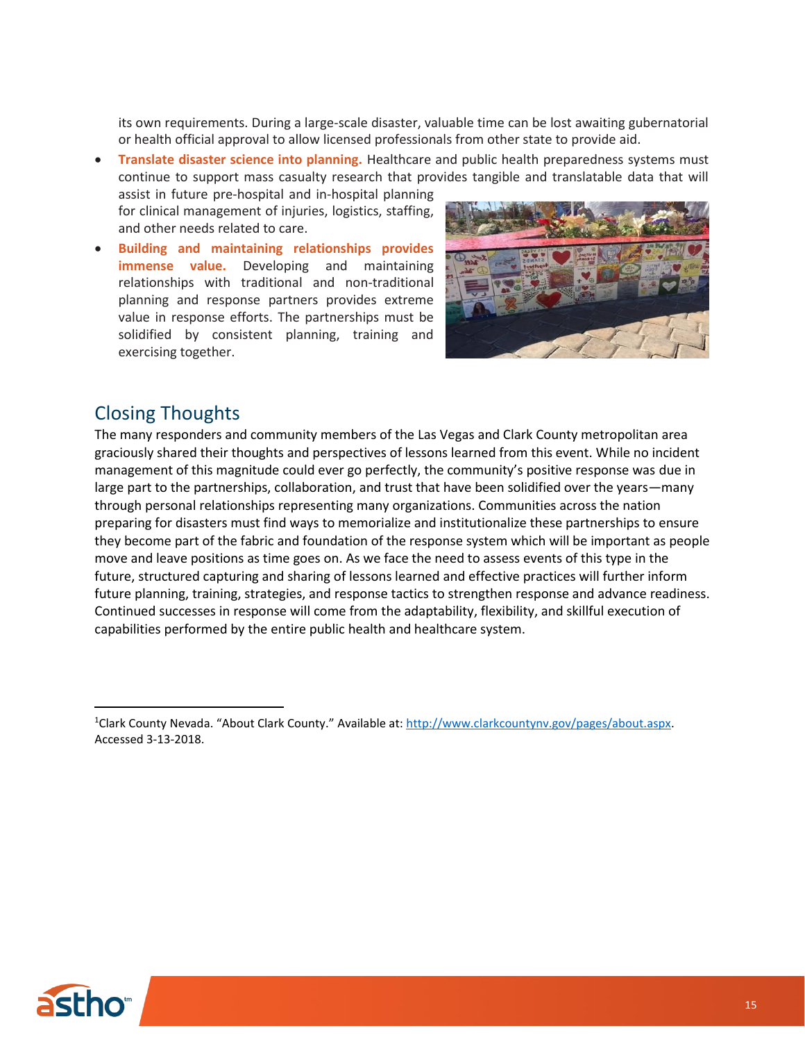its own requirements. During a large-scale disaster, valuable time can be lost awaiting gubernatorial or health official approval to allow licensed professionals from other state to provide aid.

- **Translate disaster science into planning.** Healthcare and public health preparedness systems must continue to support mass casualty research that provides tangible and translatable data that will assist in future pre-hospital and in-hospital planning for clinical management of injuries, logistics, staffing, and other needs related to care.
- **Building and maintaining relationships provides immense value.** Developing and maintaining relationships with traditional and non-traditional planning and response partners provides extreme value in response efforts. The partnerships must be solidified by consistent planning, training and exercising together.

## Closing Thoughts

The many responders and community members of the Las Vegas and Clark County metropolitan area graciously shared their thoughts and perspectives of lessons learned from this event. While no incident management of this magnitude could ever go perfectly, the community's positive response was due in large part to the partnerships, collaboration, and trust that have been solidified over the years—many through personal relationships representing many organizations. Communities across the nation preparing for disasters must find ways to memorialize and institutionalize these partnerships to ensure they become part of the fabric and foundation of the response system which will be important as people move and leave positions as time goes on. As we face the need to assess events of this type in the future, structured capturing and sharing of lessons learned and effective practices will further inform future planning, training, strategies, and response tactics to strengthen response and advance readiness. Continued successes in response will come from the adaptability, flexibility, and skillful execution of capabilities performed by the entire public health and healthcare system.

---

[1]Clark County Nevada. "About Clark County." Available at: http://www.clarkcountynv.gov/pages/about.aspx. Accessed 3-13-2018.